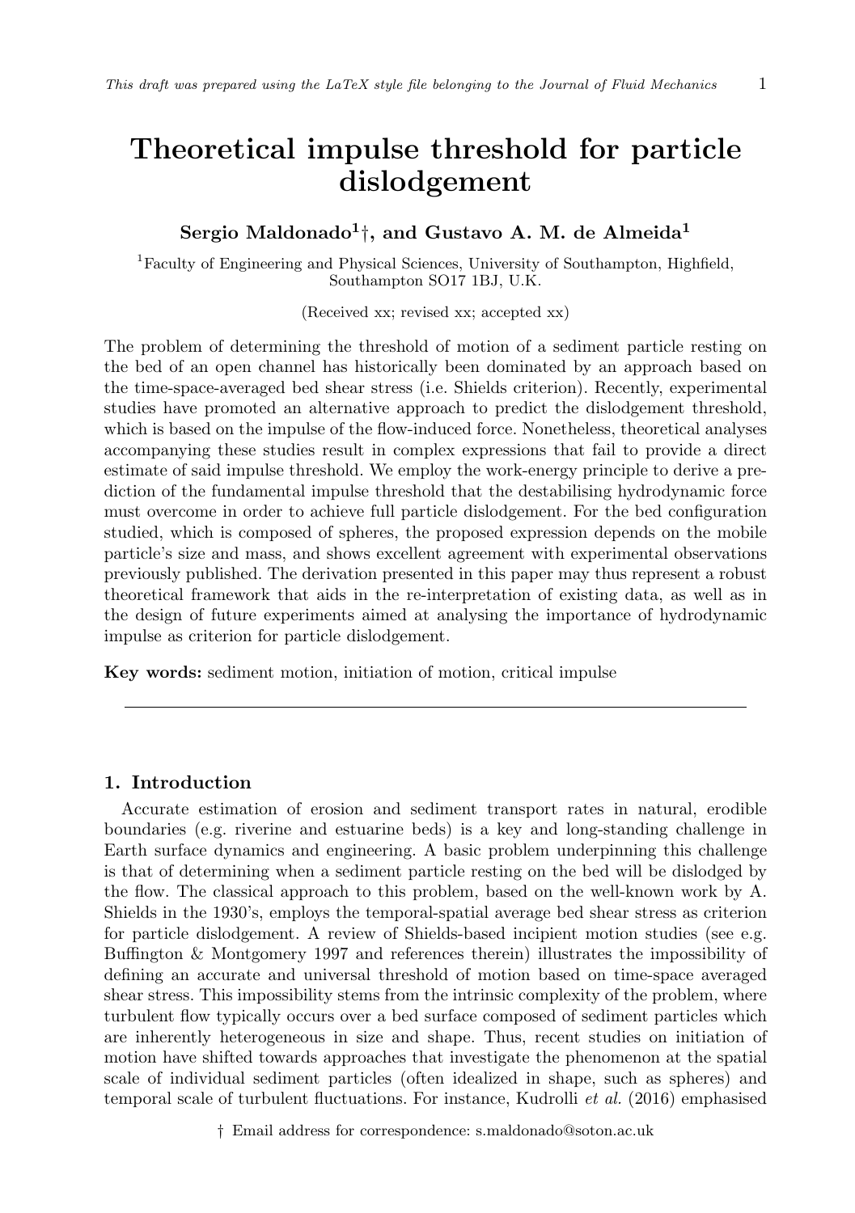# Theoretical impulse threshold for particle dislodgement

**Sergio Maldonado[1]†, and Gustavo A. M. de Almeida[1]**

[1]Faculty of Engineering and Physical Sciences, University of Southampton, Highfield, Southampton SO17 1BJ, U.K.

(Received xx; revised xx; accepted xx)

The problem of determining the threshold of motion of a sediment particle resting on the bed of an open channel has historically been dominated by an approach based on the time-space-averaged bed shear stress (i.e. Shields criterion). Recently, experimental studies have promoted an alternative approach to predict the dislodgement threshold, which is based on the impulse of the flow-induced force. Nonetheless, theoretical analyses accompanying these studies result in complex expressions that fail to provide a direct estimate of said impulse threshold. We employ the work-energy principle to derive a prediction of the fundamental impulse threshold that the destabilising hydrodynamic force must overcome in order to achieve full particle dislodgement. For the bed configuration studied, which is composed of spheres, the proposed expression depends on the mobile particle's size and mass, and shows excellent agreement with experimental observations previously published. The derivation presented in this paper may thus represent a robust theoretical framework that aids in the re-interpretation of existing data, as well as in the design of future experiments aimed at analysing the importance of hydrodynamic impulse as criterion for particle dislodgement.

**Key words:** sediment motion, initiation of motion, critical impulse

## 1. Introduction

Accurate estimation of erosion and sediment transport rates in natural, erodible boundaries (e.g. riverine and estuarine beds) is a key and long-standing challenge in Earth surface dynamics and engineering. A basic problem underpinning this challenge is that of determining when a sediment particle resting on the bed will be dislodged by the flow. The classical approach to this problem, based on the well-known work by A. Shields in the 1930's, employs the temporal-spatial average bed shear stress as criterion for particle dislodgement. A review of Shields-based incipient motion studies (see e.g. Buffington & Montgomery 1997 and references therein) illustrates the impossibility of defining an accurate and universal threshold of motion based on time-space averaged shear stress. This impossibility stems from the intrinsic complexity of the problem, where turbulent flow typically occurs over a bed surface composed of sediment particles which are inherently heterogeneous in size and shape. Thus, recent studies on initiation of motion have shifted towards approaches that investigate the phenomenon at the spatial scale of individual sediment particles (often idealized in shape, such as spheres) and temporal scale of turbulent fluctuations. For instance, Kudrolli *et al.* (2016) emphasised

† Email address for correspondence: s.maldonado@soton.ac.uk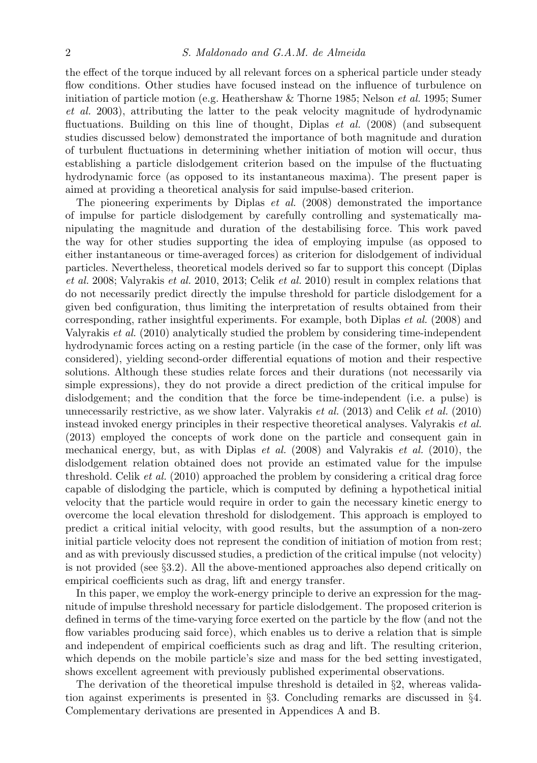the effect of the torque induced by all relevant forces on a spherical particle under steady flow conditions. Other studies have focused instead on the influence of turbulence on initiation of particle motion (e.g. Heathershaw & Thorne 1985; Nelson *et al.* 1995; Sumer *et al.* 2003), attributing the latter to the peak velocity magnitude of hydrodynamic fluctuations. Building on this line of thought, Diplas *et al.* (2008) (and subsequent studies discussed below) demonstrated the importance of both magnitude and duration of turbulent fluctuations in determining whether initiation of motion will occur, thus establishing a particle dislodgement criterion based on the impulse of the fluctuating hydrodynamic force (as opposed to its instantaneous maxima). The present paper is aimed at providing a theoretical analysis for said impulse-based criterion.

The pioneering experiments by Diplas *et al.* (2008) demonstrated the importance of impulse for particle dislodgement by carefully controlling and systematically manipulating the magnitude and duration of the destabilising force. This work paved the way for other studies supporting the idea of employing impulse (as opposed to either instantaneous or time-averaged forces) as criterion for dislodgement of individual particles. Nevertheless, theoretical models derived so far to support this concept (Diplas *et al.* 2008; Valyrakis *et al.* 2010, 2013; Celik *et al.* 2010) result in complex relations that do not necessarily predict directly the impulse threshold for particle dislodgement for a given bed configuration, thus limiting the interpretation of results obtained from their corresponding, rather insightful experiments. For example, both Diplas *et al.* (2008) and Valyrakis *et al.* (2010) analytically studied the problem by considering time-independent hydrodynamic forces acting on a resting particle (in the case of the former, only lift was considered), yielding second-order differential equations of motion and their respective solutions. Although these studies relate forces and their durations (not necessarily via simple expressions), they do not provide a direct prediction of the critical impulse for dislodgement; and the condition that the force be time-independent (i.e. a pulse) is unnecessarily restrictive, as we show later. Valyrakis *et al.* (2013) and Celik *et al.* (2010) instead invoked energy principles in their respective theoretical analyses. Valyrakis *et al.* (2013) employed the concepts of work done on the particle and consequent gain in mechanical energy, but, as with Diplas *et al.* (2008) and Valyrakis *et al.* (2010), the dislodgement relation obtained does not provide an estimated value for the impulse threshold. Celik *et al.* (2010) approached the problem by considering a critical drag force capable of dislodging the particle, which is computed by defining a hypothetical initial velocity that the particle would require in order to gain the necessary kinetic energy to overcome the local elevation threshold for dislodgement. This approach is employed to predict a critical initial velocity, with good results, but the assumption of a non-zero initial particle velocity does not represent the condition of initiation of motion from rest; and as with previously discussed studies, a prediction of the critical impulse (not velocity) is not provided (see §3.2). All the above-mentioned approaches also depend critically on empirical coefficients such as drag, lift and energy transfer.

In this paper, we employ the work-energy principle to derive an expression for the magnitude of impulse threshold necessary for particle dislodgement. The proposed criterion is defined in terms of the time-varying force exerted on the particle by the flow (and not the flow variables producing said force), which enables us to derive a relation that is simple and independent of empirical coefficients such as drag and lift. The resulting criterion, which depends on the mobile particle's size and mass for the bed setting investigated, shows excellent agreement with previously published experimental observations.

The derivation of the theoretical impulse threshold is detailed in §2, whereas validation against experiments is presented in §3. Concluding remarks are discussed in §4. Complementary derivations are presented in Appendices A and B.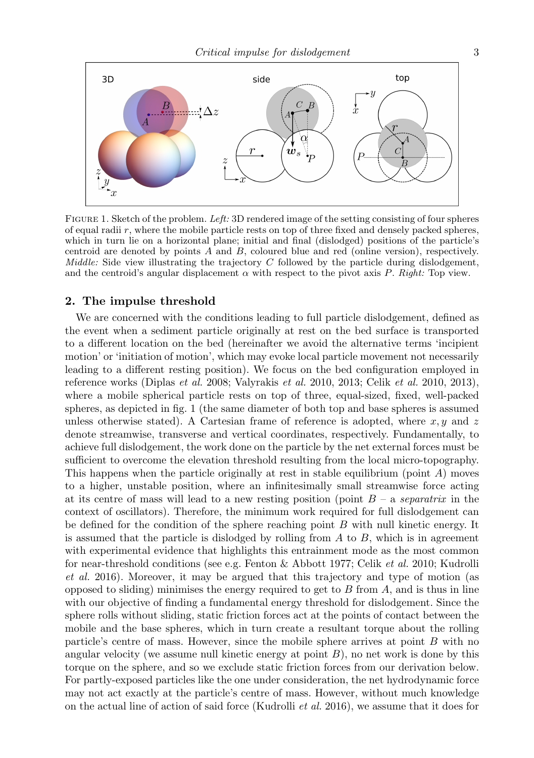3D

side

top

FIGURE 1. Sketch of the problem. *Left:* 3D rendered image of the setting consisting of four spheres of equal radii $r$, where the mobile particle rests on top of three fixed and densely packed spheres, which in turn lie on a horizontal plane; initial and final (dislodged) positions of the particle's centroid are denoted by points $A$ and $B$, coloured blue and red (online version), respectively. *Middle:* Side view illustrating the trajectory $C$ followed by the particle during dislodgement, and the centroid's angular displacement $\alpha$ with respect to the pivot axis $P$. *Right:* Top view.

## 2. The impulse threshold

We are concerned with the conditions leading to full particle dislodgement, defined as the event when a sediment particle originally at rest on the bed surface is transported to a different location on the bed (hereinafter we avoid the alternative terms 'incipient motion' or 'initiation of motion', which may evoke local particle movement not necessarily leading to a different resting position). We focus on the bed configuration employed in reference works (Diplas *et al.* 2008; Valyrakis *et al.* 2010, 2013; Celik *et al.* 2010, 2013), where a mobile spherical particle rests on top of three, equal-sized, fixed, well-packed spheres, as depicted in fig. 1 (the same diameter of both top and base spheres is assumed unless otherwise stated). A Cartesian frame of reference is adopted, where $x, y$ and $z$ denote streamwise, transverse and vertical coordinates, respectively. Fundamentally, to achieve full dislodgement, the work done on the particle by the net external forces must be sufficient to overcome the elevation threshold resulting from the local micro-topography. This happens when the particle originally at rest in stable equilibrium (point $A$) moves to a higher, unstable position, where an infinitesimally small streamwise force acting at its centre of mass will lead to a new resting position (point $B$ – a *separatrix* in the context of oscillators). Therefore, the minimum work required for full dislodgement can be defined for the condition of the sphere reaching point $B$ with null kinetic energy. It is assumed that the particle is dislodged by rolling from $A$ to $B$, which is in agreement with experimental evidence that highlights this entrainment mode as the most common for near-threshold conditions (see e.g. Fenton & Abbott 1977; Celik *et al.* 2010; Kudrolli *et al.* 2016). Moreover, it may be argued that this trajectory and type of motion (as opposed to sliding) minimises the energy required to get to $B$ from $A$, and is thus in line with our objective of finding a fundamental energy threshold for dislodgement. Since the sphere rolls without sliding, static friction forces act at the points of contact between the mobile and the base spheres, which in turn create a resultant torque about the rolling particle's centre of mass. However, since the mobile sphere arrives at point $B$ with no angular velocity (we assume null kinetic energy at point $B$), no net work is done by this torque on the sphere, and so we exclude static friction forces from our derivation below. For partly-exposed particles like the one under consideration, the net hydrodynamic force may not act exactly at the particle's centre of mass. However, without much knowledge on the actual line of action of said force (Kudrolli *et al.* 2016), we assume that it does for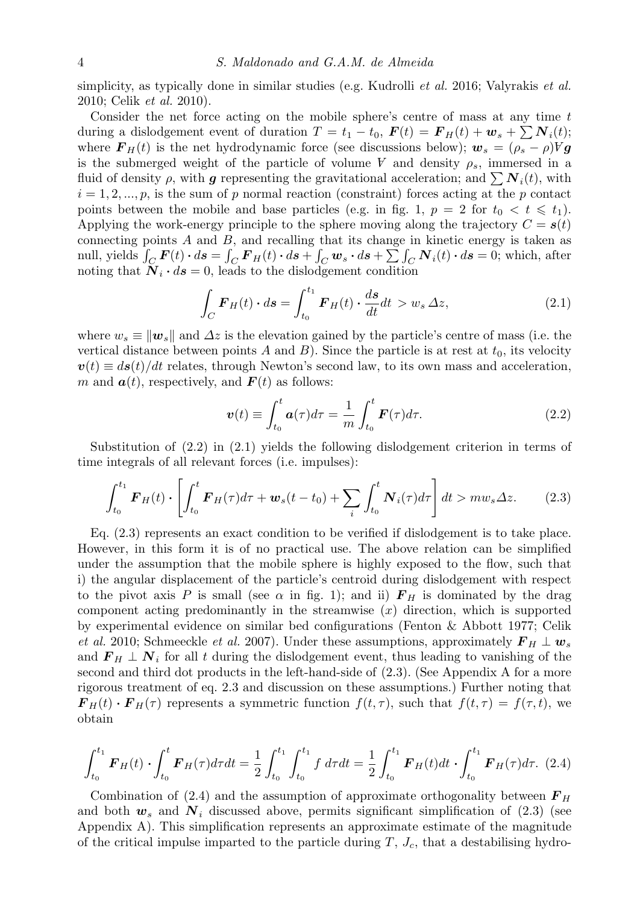simplicity, as typically done in similar studies (e.g. Kudrolli *et al.* 2016; Valyrakis *et al.* 2010; Celik *et al.* 2010).

Consider the net force acting on the mobile sphere's centre of mass at any time $t$ during a dislodgement event of duration $T = t_1 - t_0$, $\boldsymbol{F}(t) = \boldsymbol{F}_H(t) + \boldsymbol{w}_s + \sum \boldsymbol{N}_i(t)$; where $\boldsymbol{F}_H(t)$ is the net hydrodynamic force (see discussions below); $\boldsymbol{w}_s = (\rho_s - \rho)\mathcal{V}\boldsymbol{g}$ is the submerged weight of the particle of volume $\mathcal{V}$ and density $\rho_s$, immersed in a fluid of density $\rho$, with $\boldsymbol{g}$ representing the gravitational acceleration; and $\sum \boldsymbol{N}_i(t)$, with $i = 1, 2, ..., p$, is the sum of $p$ normal reaction (constraint) forces acting at the $p$ contact points between the mobile and base particles (e.g. in fig. 1, $p = 2$ for $t_0 < t \leqslant t_1$). Applying the work-energy principle to the sphere moving along the trajectory $C = \boldsymbol{s}(t)$ connecting points $A$ and $B$, and recalling that its change in kinetic energy is taken as null, yields $\int_C \boldsymbol{F}(t) \cdot d\boldsymbol{s} = \int_C \boldsymbol{F}_H(t) \cdot d\boldsymbol{s} + \int_C \boldsymbol{w}_s \cdot d\boldsymbol{s} + \sum \int_C \boldsymbol{N}_i(t) \cdot d\boldsymbol{s} = 0$; which, after noting that $\boldsymbol{N}_i \cdot d\boldsymbol{s} = 0$, leads to the dislodgement condition

$$\int_C \boldsymbol{F}_H(t) \cdot d\boldsymbol{s} = \int_{t_0}^{t_1} \boldsymbol{F}_H(t) \cdot \frac{d\boldsymbol{s}}{dt} dt > w_s \,\Delta z, \tag{2.1}$$

where $w_s \equiv \|\boldsymbol{w}_s\|$ and $\Delta z$ is the elevation gained by the particle's centre of mass (i.e. the vertical distance between points $A$ and $B$). Since the particle is at rest at $t_0$, its velocity $\boldsymbol{v}(t) \equiv d\boldsymbol{s}(t)/dt$ relates, through Newton's second law, to its own mass and acceleration, $m$ and $\boldsymbol{a}(t)$, respectively, and $\boldsymbol{F}(t)$ as follows:

$$\boldsymbol{v}(t) \equiv \int_{t_0}^{t} \boldsymbol{a}(\tau) d\tau = \frac{1}{m} \int_{t_0}^{t} \boldsymbol{F}(\tau) d\tau. \tag{2.2}$$

Substitution of (2.2) in (2.1) yields the following dislodgement criterion in terms of time integrals of all relevant forces (i.e. impulses):

$$\int_{t_0}^{t_1} \boldsymbol{F}_H(t) \cdot \left[ \int_{t_0}^{t} \boldsymbol{F}_H(\tau) d\tau + \boldsymbol{w}_s (t - t_0) + \sum_i \int_{t_0}^{t} \boldsymbol{N}_i(\tau) d\tau \right] dt > m w_s \Delta z. \tag{2.3}$$

Eq. (2.3) represents an exact condition to be verified if dislodgement is to take place. However, in this form it is of no practical use. The above relation can be simplified under the assumption that the mobile sphere is highly exposed to the flow, such that i) the angular displacement of the particle's centroid during dislodgement with respect to the pivot axis $P$ is small (see $\alpha$ in fig. 1); and ii) $\boldsymbol{F}_H$ is dominated by the drag component acting predominantly in the streamwise ($x$) direction, which is supported by experimental evidence on similar bed configurations (Fenton & Abbott 1977; Celik *et al.* 2010; Schmeeckle *et al.* 2007). Under these assumptions, approximately $\boldsymbol{F}_H \perp \boldsymbol{w}_s$ and $\boldsymbol{F}_H \perp \boldsymbol{N}_i$ for all $t$ during the dislodgement event, thus leading to vanishing of the second and third dot products in the left-hand-side of (2.3). (See Appendix A for a more rigorous treatment of eq. 2.3 and discussion on these assumptions.) Further noting that $\boldsymbol{F}_H(t) \cdot \boldsymbol{F}_H(\tau)$ represents a symmetric function $f(t, \tau)$, such that $f(t, \tau) = f(\tau, t)$, we obtain

$$\int_{t_0}^{t_1} \boldsymbol{F}_H(t) \cdot \int_{t_0}^{t} \boldsymbol{F}_H(\tau) d\tau dt = \frac{1}{2} \int_{t_0}^{t_1} \int_{t_0}^{t_1} f \, d\tau dt = \frac{1}{2} \int_{t_0}^{t_1} \boldsymbol{F}_H(t) dt \cdot \int_{t_0}^{t_1} \boldsymbol{F}_H(\tau) d\tau. \tag{2.4}$$

Combination of (2.4) and the assumption of approximate orthogonality between $\boldsymbol{F}_H$ and both $\boldsymbol{w}_s$ and $\boldsymbol{N}_i$ discussed above, permits significant simplification of (2.3) (see Appendix A). This simplification represents an approximate estimate of the magnitude of the critical impulse imparted to the particle during $T$, $J_c$, that a destabilising hydro-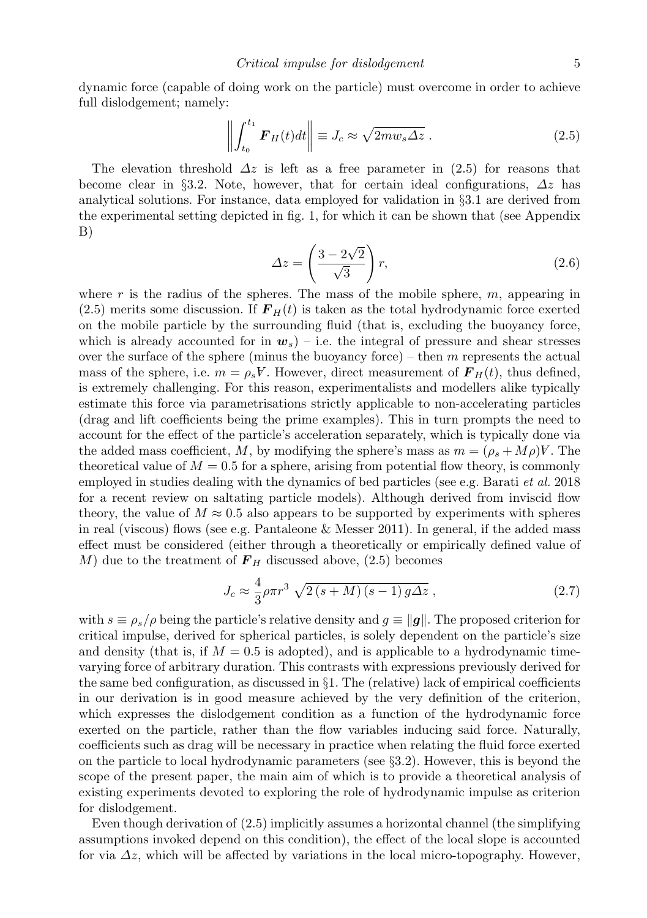dynamic force (capable of doing work on the particle) must overcome in order to achieve full dislodgement; namely:

$$\left\| \int_{t_0}^{t_1} \boldsymbol{F}_H(t) dt \right\| \equiv J_c \approx \sqrt{2mw_s \Delta z} \ . \tag{2.5}$$

The elevation threshold $\Delta z$ is left as a free parameter in (2.5) for reasons that become clear in §3.2. Note, however, that for certain ideal configurations, $\Delta z$ has analytical solutions. For instance, data employed for validation in §3.1 are derived from the experimental setting depicted in fig. 1, for which it can be shown that (see Appendix B)

$$\Delta z = \left( \frac{3 - 2\sqrt{2}}{\sqrt{3}} \right) r, \tag{2.6}$$

where $r$ is the radius of the spheres. The mass of the mobile sphere, $m$, appearing in (2.5) merits some discussion. If $\boldsymbol{F}_H(t)$ is taken as the total hydrodynamic force exerted on the mobile particle by the surrounding fluid (that is, excluding the buoyancy force, which is already accounted for in $\boldsymbol{w}_s$) – i.e. the integral of pressure and shear stresses over the surface of the sphere (minus the buoyancy force) – then $m$ represents the actual mass of the sphere, i.e. $m = \rho_s V$. However, direct measurement of $\boldsymbol{F}_H(t)$, thus defined, is extremely challenging. For this reason, experimentalists and modellers alike typically estimate this force via parametrisations strictly applicable to non-accelerating particles (drag and lift coefficients being the prime examples). This in turn prompts the need to account for the effect of the particle's acceleration separately, which is typically done via the added mass coefficient, $M$, by modifying the sphere's mass as $m = (\rho_s + M\rho)V$. The theoretical value of $M = 0.5$ for a sphere, arising from potential flow theory, is commonly employed in studies dealing with the dynamics of bed particles (see e.g. Barati *et al.* 2018 for a recent review on saltating particle models). Although derived from inviscid flow theory, the value of $M \approx 0.5$ also appears to be supported by experiments with spheres in real (viscous) flows (see e.g. Pantaleone & Messer 2011). In general, if the added mass effect must be considered (either through a theoretically or empirically defined value of $M$) due to the treatment of $\boldsymbol{F}_H$ discussed above, (2.5) becomes

$$J_c \approx \frac{4}{3} \rho \pi r^3 \sqrt{2 \left(s + M\right) \left(s - 1\right) g \Delta z} \ , \tag{2.7}$$

with $s \equiv \rho_s/\rho$ being the particle's relative density and $g \equiv \|\boldsymbol{g}\|$. The proposed criterion for critical impulse, derived for spherical particles, is solely dependent on the particle's size and density (that is, if $M = 0.5$ is adopted), and is applicable to a hydrodynamic time-varying force of arbitrary duration. This contrasts with expressions previously derived for the same bed configuration, as discussed in §1. The (relative) lack of empirical coefficients in our derivation is in good measure achieved by the very definition of the criterion, which expresses the dislodgement condition as a function of the hydrodynamic force exerted on the particle, rather than the flow variables inducing said force. Naturally, coefficients such as drag will be necessary in practice when relating the fluid force exerted on the particle to local hydrodynamic parameters (see §3.2). However, this is beyond the scope of the present paper, the main aim of which is to provide a theoretical analysis of existing experiments devoted to exploring the role of hydrodynamic impulse as criterion for dislodgement.

Even though derivation of (2.5) implicitly assumes a horizontal channel (the simplifying assumptions invoked depend on this condition), the effect of the local slope is accounted for via $\Delta z$, which will be affected by variations in the local micro-topography. However,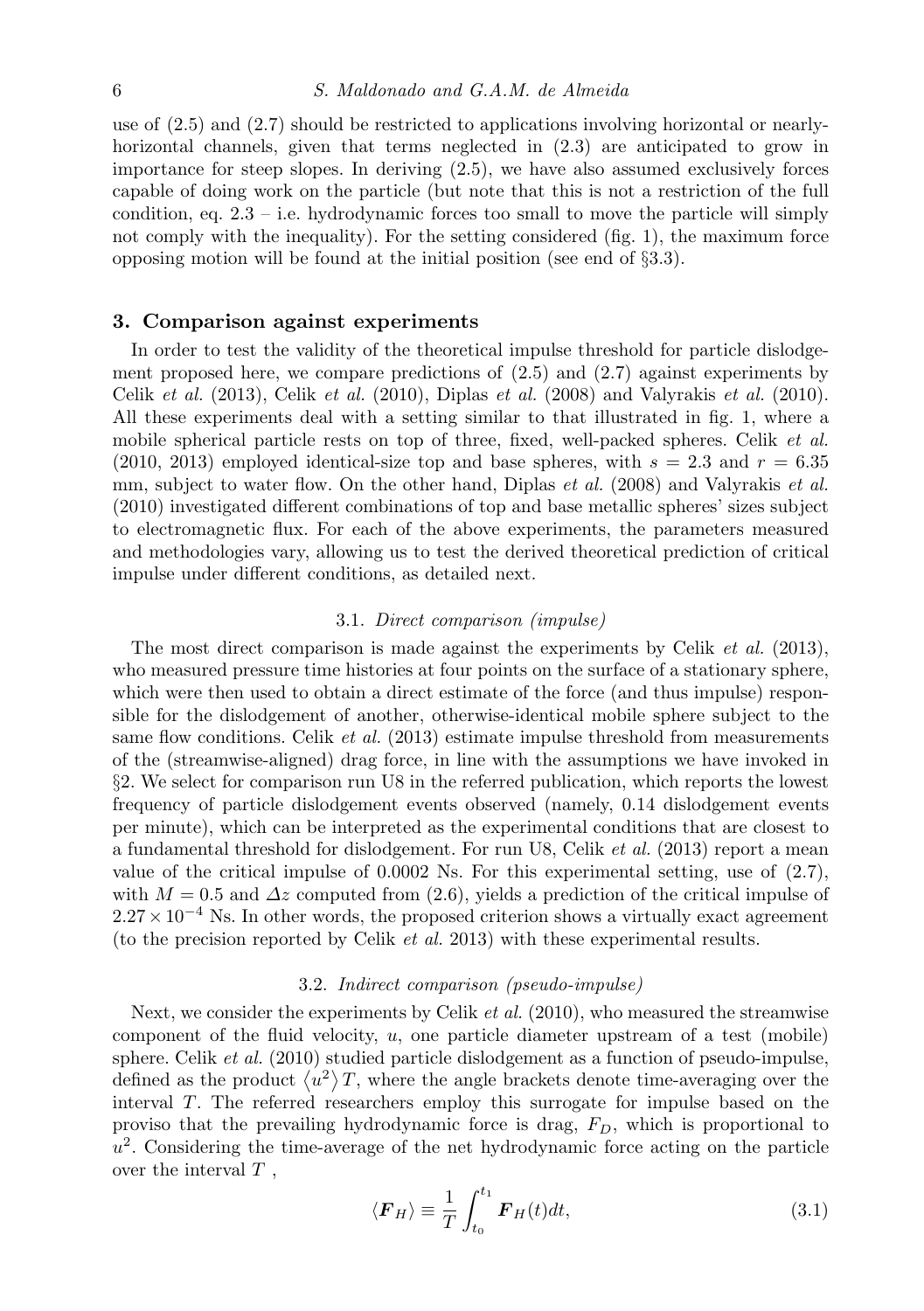use of (2.5) and (2.7) should be restricted to applications involving horizontal or nearly-horizontal channels, given that terms neglected in (2.3) are anticipated to grow in importance for steep slopes. In deriving (2.5), we have also assumed exclusively forces capable of doing work on the particle (but note that this is not a restriction of the full condition, eq. 2.3 – i.e. hydrodynamic forces too small to move the particle will simply not comply with the inequality). For the setting considered (fig. 1), the maximum force opposing motion will be found at the initial position (see end of §3.3).

## 3. Comparison against experiments

In order to test the validity of the theoretical impulse threshold for particle dislodgement proposed here, we compare predictions of (2.5) and (2.7) against experiments by Celik *et al.* (2013), Celik *et al.* (2010), Diplas *et al.* (2008) and Valyrakis *et al.* (2010). All these experiments deal with a setting similar to that illustrated in fig. 1, where a mobile spherical particle rests on top of three, fixed, well-packed spheres. Celik *et al.* (2010, 2013) employed identical-size top and base spheres, with $s = 2.3$ and $r = 6.35$ mm, subject to water flow. On the other hand, Diplas *et al.* (2008) and Valyrakis *et al.* (2010) investigated different combinations of top and base metallic spheres' sizes subject to electromagnetic flux. For each of the above experiments, the parameters measured and methodologies vary, allowing us to test the derived theoretical prediction of critical impulse under different conditions, as detailed next.

### 3.1. *Direct comparison (impulse)*

The most direct comparison is made against the experiments by Celik *et al.* (2013), who measured pressure time histories at four points on the surface of a stationary sphere, which were then used to obtain a direct estimate of the force (and thus impulse) responsible for the dislodgement of another, otherwise-identical mobile sphere subject to the same flow conditions. Celik *et al.* (2013) estimate impulse threshold from measurements of the (streamwise-aligned) drag force, in line with the assumptions we have invoked in §2. We select for comparison run U8 in the referred publication, which reports the lowest frequency of particle dislodgement events observed (namely, 0.14 dislodgement events per minute), which can be interpreted as the experimental conditions that are closest to a fundamental threshold for dislodgement. For run U8, Celik *et al.* (2013) report a mean value of the critical impulse of 0.0002 Ns. For this experimental setting, use of (2.7), with $M = 0.5$ and $\Delta z$ computed from (2.6), yields a prediction of the critical impulse of $2.27 \times 10^{-4}$ Ns. In other words, the proposed criterion shows a virtually exact agreement (to the precision reported by Celik *et al.* 2013) with these experimental results.

### 3.2. *Indirect comparison (pseudo-impulse)*

Next, we consider the experiments by Celik *et al.* (2010), who measured the streamwise component of the fluid velocity, $u$, one particle diameter upstream of a test (mobile) sphere. Celik *et al.* (2010) studied particle dislodgement as a function of pseudo-impulse, defined as the product $\langle u^2 \rangle T$, where the angle brackets denote time-averaging over the interval $T$. The referred researchers employ this surrogate for impulse based on the proviso that the prevailing hydrodynamic force is drag, $F_D$, which is proportional to $u^2$. Considering the time-average of the net hydrodynamic force acting on the particle over the interval $T$ ,

$$\langle \boldsymbol{F}_H \rangle \equiv \frac{1}{T} \int_{t_0}^{t_1} \boldsymbol{F}_H(t) dt, \tag{3.1}$$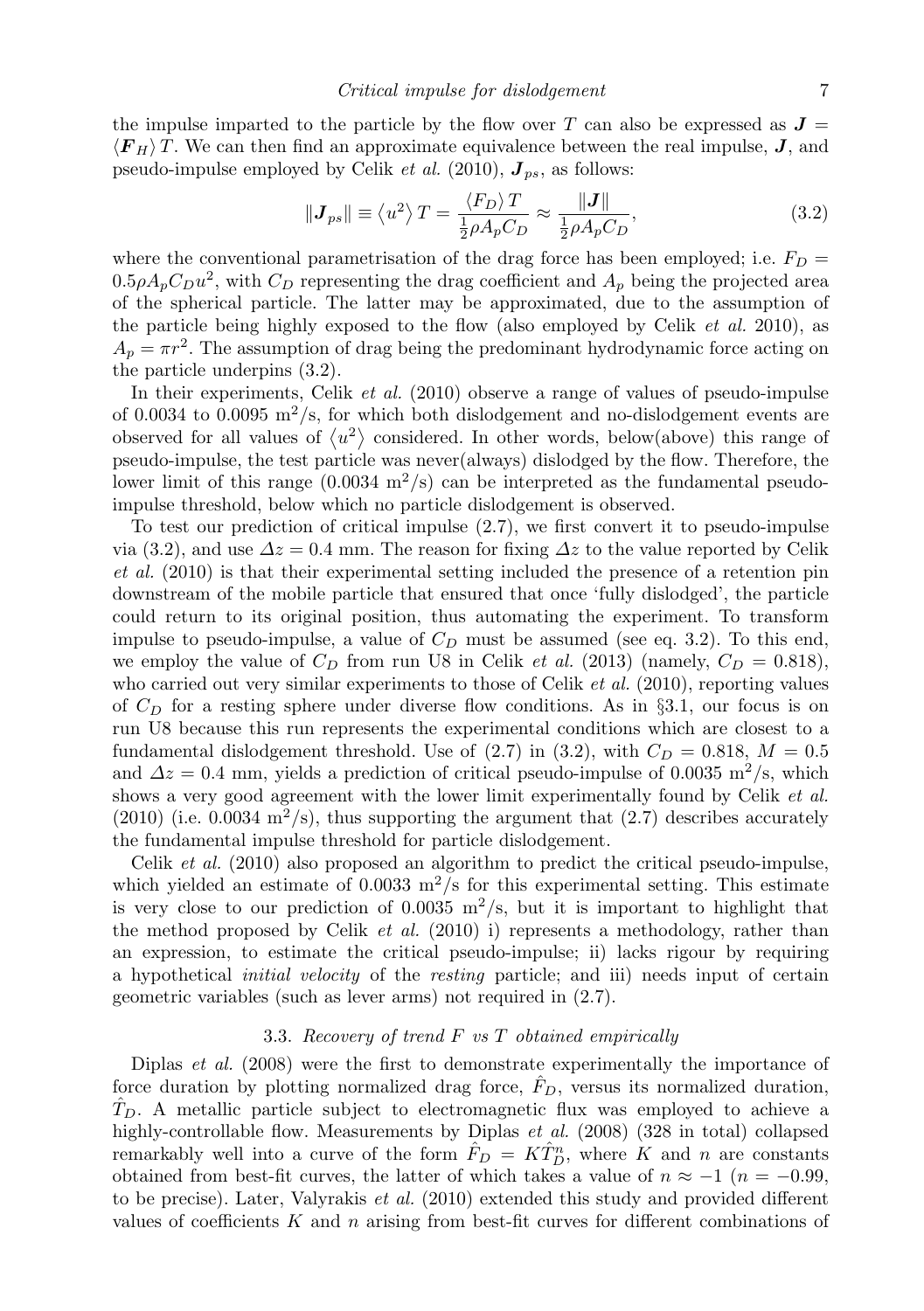the impulse imparted to the particle by the flow over $T$ can also be expressed as $\boldsymbol{J} = \langle \boldsymbol{F}_H \rangle T$. We can then find an approximate equivalence between the real impulse, $\boldsymbol{J}$, and pseudo-impulse employed by Celik *et al.* (2010), $\boldsymbol{J}_{ps}$, as follows:

$$\|\boldsymbol{J}_{ps}\| \equiv \langle u^2 \rangle T = \frac{\langle F_D \rangle T}{\frac{1}{2}\rho A_p C_D} \approx \frac{\|\boldsymbol{J}\|}{\frac{1}{2}\rho A_p C_D}, \tag{3.2}$$

where the conventional parametrisation of the drag force has been employed; i.e. $F_D = 0.5\rho A_p C_D u^2$, with $C_D$ representing the drag coefficient and $A_p$ being the projected area of the spherical particle. The latter may be approximated, due to the assumption of the particle being highly exposed to the flow (also employed by Celik *et al.* 2010), as $A_p = \pi r^2$. The assumption of drag being the predominant hydrodynamic force acting on the particle underpins (3.2).

In their experiments, Celik *et al.* (2010) observe a range of values of pseudo-impulse of 0.0034 to 0.0095 $\mathrm{m}^2/\mathrm{s}$, for which both dislodgement and no-dislodgement events are observed for all values of $\langle u^2 \rangle$ considered. In other words, below(above) this range of pseudo-impulse, the test particle was never(always) dislodged by the flow. Therefore, the lower limit of this range (0.0034 $\mathrm{m}^2/\mathrm{s}$) can be interpreted as the fundamental pseudo-impulse threshold, below which no particle dislodgement is observed.

To test our prediction of critical impulse (2.7), we first convert it to pseudo-impulse via (3.2), and use $\Delta z = 0.4$ mm. The reason for fixing $\Delta z$ to the value reported by Celik *et al.* (2010) is that their experimental setting included the presence of a retention pin downstream of the mobile particle that ensured that once 'fully dislodged', the particle could return to its original position, thus automating the experiment. To transform impulse to pseudo-impulse, a value of $C_D$ must be assumed (see eq. 3.2). To this end, we employ the value of $C_D$ from run U8 in Celik *et al.* (2013) (namely, $C_D = 0.818$), who carried out very similar experiments to those of Celik *et al.* (2010), reporting values of $C_D$ for a resting sphere under diverse flow conditions. As in §3.1, our focus is on run U8 because this run represents the experimental conditions which are closest to a fundamental dislodgement threshold. Use of (2.7) in (3.2), with $C_D = 0.818$, $M = 0.5$ and $\Delta z = 0.4$ mm, yields a prediction of critical pseudo-impulse of 0.0035 $\mathrm{m}^2/\mathrm{s}$, which shows a very good agreement with the lower limit experimentally found by Celik *et al.* (2010) (i.e. 0.0034 $\mathrm{m}^2/\mathrm{s}$), thus supporting the argument that (2.7) describes accurately the fundamental impulse threshold for particle dislodgement.

Celik *et al.* (2010) also proposed an algorithm to predict the critical pseudo-impulse, which yielded an estimate of 0.0033 $\mathrm{m}^2/\mathrm{s}$ for this experimental setting. This estimate is very close to our prediction of 0.0035 $\mathrm{m}^2/\mathrm{s}$, but it is important to highlight that the method proposed by Celik *et al.* (2010) i) represents a methodology, rather than an expression, to estimate the critical pseudo-impulse; ii) lacks rigour by requiring a hypothetical *initial velocity* of the *resting* particle; and iii) needs input of certain geometric variables (such as lever arms) not required in (2.7).

### 3.3. *Recovery of trend F vs T obtained empirically*

Diplas *et al.* (2008) were the first to demonstrate experimentally the importance of force duration by plotting normalized drag force, $\hat{F}_D$, versus its normalized duration, $\hat{T}_D$. A metallic particle subject to electromagnetic flux was employed to achieve a highly-controllable flow. Measurements by Diplas *et al.* (2008) (328 in total) collapsed remarkably well into a curve of the form $\hat{F}_D = K\hat{T}_D^n$, where $K$ and $n$ are constants obtained from best-fit curves, the latter of which takes a value of $n \approx -1$ ($n = -0.99$, to be precise). Later, Valyrakis *et al.* (2010) extended this study and provided different values of coefficients $K$ and $n$ arising from best-fit curves for different combinations of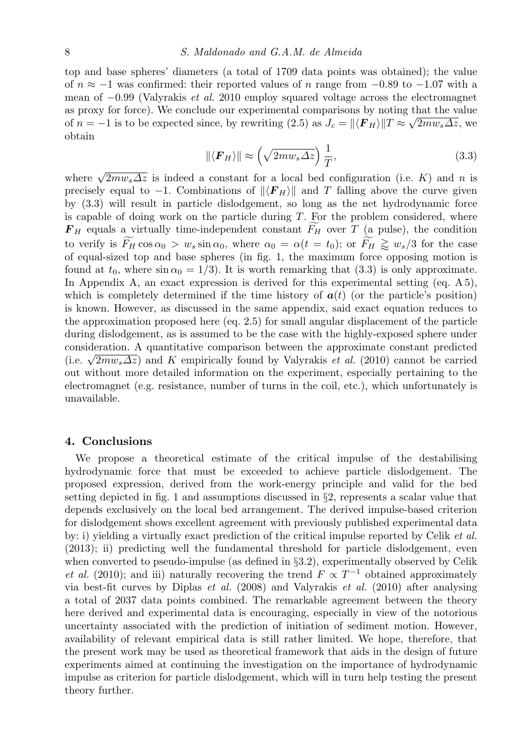top and base spheres' diameters (a total of 1709 data points was obtained); the value of $n \approx -1$ was confirmed: their reported values of $n$ range from $-0.89$ to $-1.07$ with a mean of $-0.99$ (Valyrakis *et al.* 2010 employ squared voltage across the electromagnet as proxy for force). We conclude our experimental comparisons by noting that the value of $n = -1$ is to be expected since, by rewriting (2.5) as $J_c = \|\langle \boldsymbol{F}_H \rangle\| T \approx \sqrt{2mw_s \Delta z}$, we obtain

$$\|\langle \boldsymbol{F}_H \rangle\| \approx \left(\sqrt{2mw_s \Delta z}\right) \frac{1}{T}, \tag{3.3}$$

where $\sqrt{2mw_s \Delta z}$ is indeed a constant for a local bed configuration (i.e. $K$) and $n$ is precisely equal to $-1$. Combinations of $\|\langle \boldsymbol{F}_H \rangle\|$ and $T$ falling above the curve given by (3.3) will result in particle dislodgement, so long as the net hydrodynamic force is capable of doing work on the particle during $T$. For the problem considered, where $\boldsymbol{F}_H$ equals a virtually time-independent constant $\widetilde{F_H}$ over $T$ (a pulse), the condition to verify is $\widetilde{F_H} \cos \alpha_0 > w_s \sin \alpha_0$, where $\alpha_0 = \alpha(t = t_0)$; or $\widetilde{F_H} \gtrapprox w_s/3$ for the case of equal-sized top and base spheres (in fig. 1, the maximum force opposing motion is found at $t_0$, where $\sin \alpha_0 = 1/3$). It is worth remarking that (3.3) is only approximate. In Appendix A, an exact expression is derived for this experimental setting (eq. A 5), which is completely determined if the time history of $\boldsymbol{a}(t)$ (or the particle's position) is known. However, as discussed in the same appendix, said exact equation reduces to the approximation proposed here (eq. 2.5) for small angular displacement of the particle during dislodgement, as is assumed to be the case with the highly-exposed sphere under consideration. A quantitative comparison between the approximate constant predicted (i.e. $\sqrt{2mw_s \Delta z}$) and $K$ empirically found by Valyrakis *et al.* (2010) cannot be carried out without more detailed information on the experiment, especially pertaining to the electromagnet (e.g. resistance, number of turns in the coil, etc.), which unfortunately is unavailable.

## 4. Conclusions

We propose a theoretical estimate of the critical impulse of the destabilising hydrodynamic force that must be exceeded to achieve particle dislodgement. The proposed expression, derived from the work-energy principle and valid for the bed setting depicted in fig. 1 and assumptions discussed in §2, represents a scalar value that depends exclusively on the local bed arrangement. The derived impulse-based criterion for dislodgement shows excellent agreement with previously published experimental data by: i) yielding a virtually exact prediction of the critical impulse reported by Celik *et al.* (2013); ii) predicting well the fundamental threshold for particle dislodgement, even when converted to pseudo-impulse (as defined in §3.2), experimentally observed by Celik *et al.* (2010); and iii) naturally recovering the trend $F \propto T^{-1}$ obtained approximately via best-fit curves by Diplas *et al.* (2008) and Valyrakis *et al.* (2010) after analysing a total of 2037 data points combined. The remarkable agreement between the theory here derived and experimental data is encouraging, especially in view of the notorious uncertainty associated with the prediction of initiation of sediment motion. However, availability of relevant empirical data is still rather limited. We hope, therefore, that the present work may be used as theoretical framework that aids in the design of future experiments aimed at continuing the investigation on the importance of hydrodynamic impulse as criterion for particle dislodgement, which will in turn help testing the present theory further.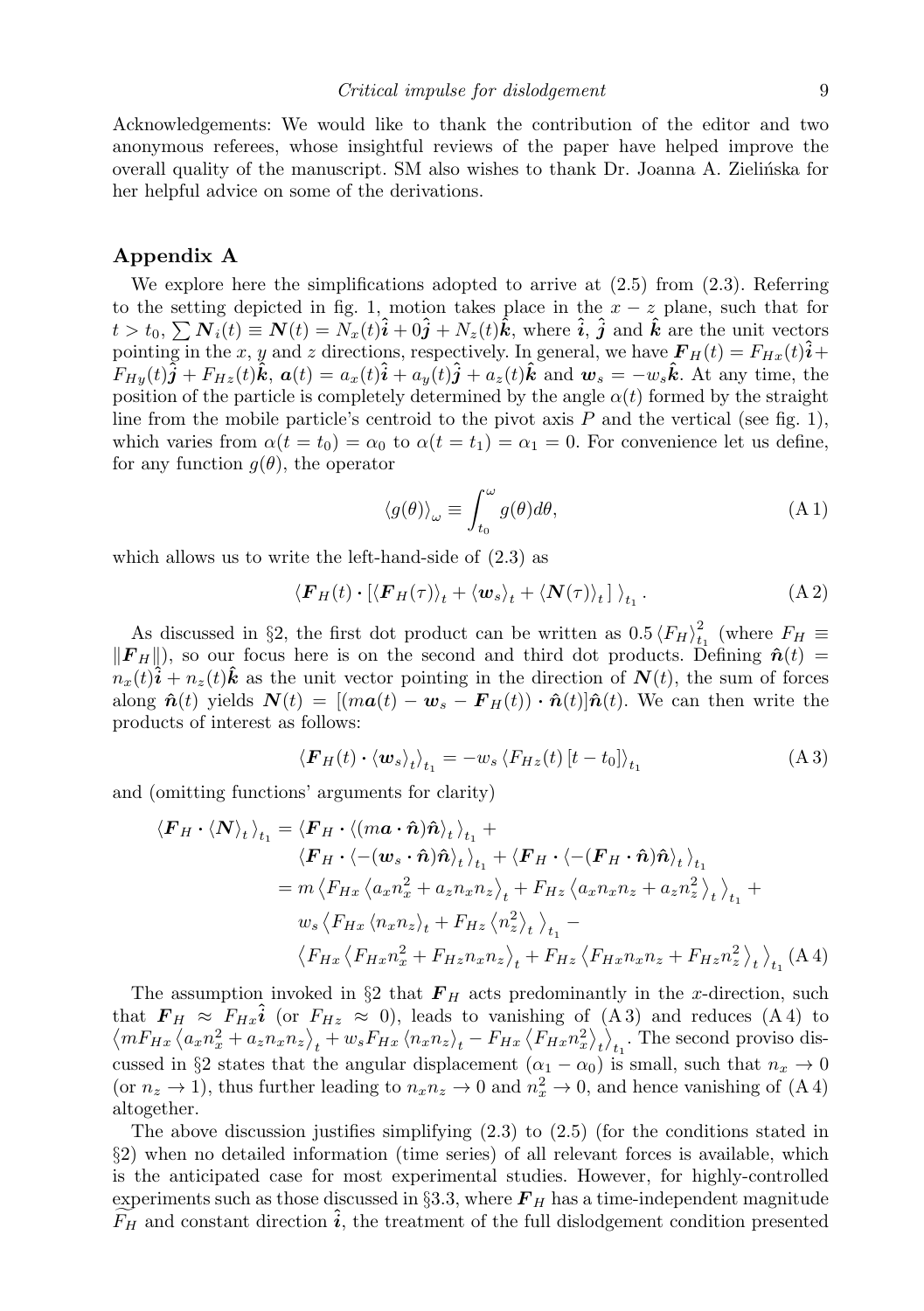Acknowledgements: We would like to thank the contribution of the editor and two anonymous referees, whose insightful reviews of the paper have helped improve the overall quality of the manuscript. SM also wishes to thank Dr. Joanna A. Zielińska for her helpful advice on some of the derivations.

## Appendix A

We explore here the simplifications adopted to arrive at (2.5) from (2.3). Referring to the setting depicted in fig. 1, motion takes place in the $x-z$ plane, such that for $t > t_0$, $\sum \boldsymbol{N}_i(t) \equiv \boldsymbol{N}(t) = N_x(t)\hat{\boldsymbol{i}} + 0\hat{\boldsymbol{j}} + N_z(t)\hat{\boldsymbol{k}}$, where $\hat{\boldsymbol{i}}$, $\hat{\boldsymbol{j}}$ and $\hat{\boldsymbol{k}}$ are the unit vectors pointing in the $x$, $y$ and $z$ directions, respectively. In general, we have $\boldsymbol{F}_H(t) = F_{Hx}(t)\hat{\boldsymbol{i}} + F_{Hy}(t)\hat{\boldsymbol{j}} + F_{Hz}(t)\hat{\boldsymbol{k}}$, $\boldsymbol{a}(t) = a_x(t)\hat{\boldsymbol{i}} + a_y(t)\hat{\boldsymbol{j}} + a_z(t)\hat{\boldsymbol{k}}$ and $\boldsymbol{w}_s = -w_s\hat{\boldsymbol{k}}$. At any time, the position of the particle is completely determined by the angle $\alpha(t)$ formed by the straight line from the mobile particle's centroid to the pivot axis $P$ and the vertical (see fig. 1), which varies from $\alpha(t = t_0) = \alpha_0$ to $\alpha(t = t_1) = \alpha_1 = 0$. For convenience let us define, for any function $g(\theta)$, the operator

$$\langle g(\theta) \rangle_\omega \equiv \int_{t_0}^{\omega} g(\theta) d\theta, \tag{A 1}$$

which allows us to write the left-hand-side of (2.3) as

$$\left\langle \boldsymbol{F}_H(t) \cdot \left[ \langle \boldsymbol{F}_H(\tau) \rangle_t + \langle \boldsymbol{w}_s \rangle_t + \langle \boldsymbol{N}(\tau) \rangle_t \right] \right\rangle_{t_1}. \tag{A 2}$$

As discussed in §2, the first dot product can be written as $0.5 \langle F_H \rangle_{t_1}^2$ (where $F_H \equiv \|\boldsymbol{F}_H\|$), so our focus here is on the second and third dot products. Defining $\hat{\boldsymbol{n}}(t) = n_x(t)\hat{\boldsymbol{i}} + n_z(t)\hat{\boldsymbol{k}}$ as the unit vector pointing in the direction of $\boldsymbol{N}(t)$, the sum of forces along $\hat{\boldsymbol{n}}(t)$ yields $\boldsymbol{N}(t) = [(m\boldsymbol{a}(t) - \boldsymbol{w}_s - \boldsymbol{F}_H(t)) \cdot \hat{\boldsymbol{n}}(t)]\hat{\boldsymbol{n}}(t)$. We can then write the products of interest as follows:

$$\left\langle \boldsymbol{F}_H(t) \cdot \langle \boldsymbol{w}_s \rangle_t \right\rangle_{t_1} = -w_s \left\langle F_{Hz}(t) \left[ t - t_0 \right] \right\rangle_{t_1} \tag{A 3}$$

and (omitting functions' arguments for clarity)

$$\begin{aligned}
\left\langle \boldsymbol{F}_H \cdot \langle \boldsymbol{N} \rangle_t \right\rangle_{t_1} &= \left\langle \boldsymbol{F}_H \cdot \langle (m\boldsymbol{a} \cdot \hat{\boldsymbol{n}})\hat{\boldsymbol{n}} \rangle_t \right\rangle_{t_1} + \\
&\quad \left\langle \boldsymbol{F}_H \cdot \langle -(\boldsymbol{w}_s \cdot \hat{\boldsymbol{n}})\hat{\boldsymbol{n}} \rangle_t \right\rangle_{t_1} + \left\langle \boldsymbol{F}_H \cdot \langle -(\boldsymbol{F}_H \cdot \hat{\boldsymbol{n}})\hat{\boldsymbol{n}} \rangle_t \right\rangle_{t_1} \\
&= m \left\langle F_{Hx} \left\langle a_x n_x^2 + a_z n_x n_z \right\rangle_t + F_{Hz} \left\langle a_x n_x n_z + a_z n_z^2 \right\rangle_t \right\rangle_{t_1} + \\
&\quad w_s \left\langle F_{Hx} \langle n_x n_z \rangle_t + F_{Hz} \left\langle n_z^2 \right\rangle_t \right\rangle_{t_1} - \\
&\quad \left\langle F_{Hx} \left\langle F_{Hx} n_x^2 + F_{Hz} n_x n_z \right\rangle_t + F_{Hz} \left\langle F_{Hx} n_x n_z + F_{Hz} n_z^2 \right\rangle_t \right\rangle_{t_1}
\end{aligned} \tag{A 4}$$

The assumption invoked in §2 that $\boldsymbol{F}_H$ acts predominantly in the $x$-direction, such that $\boldsymbol{F}_H \approx F_{Hx}\hat{\boldsymbol{i}}$ (or $F_{Hz} \approx 0$), leads to vanishing of (A 3) and reduces (A 4) to $\left\langle mF_{Hx} \left\langle a_x n_x^2 + a_z n_x n_z \right\rangle_t + w_s F_{Hx} \langle n_x n_z \rangle_t - F_{Hx} \left\langle F_{Hx} n_x^2 \right\rangle_t \right\rangle_{t_1}$. The second proviso discussed in §2 states that the angular displacement $(\alpha_1 - \alpha_0)$ is small, such that $n_x \to 0$ (or $n_z \to 1$), thus further leading to $n_x n_z \to 0$ and $n_x^2 \to 0$, and hence vanishing of (A 4) altogether.

The above discussion justifies simplifying (2.3) to (2.5) (for the conditions stated in §2) when no detailed information (time series) of all relevant forces is available, which is the anticipated case for most experimental studies. However, for highly-controlled experiments such as those discussed in §3.3, where $\boldsymbol{F}_H$ has a time-independent magnitude $\widetilde{F_H}$ and constant direction $\hat{\boldsymbol{i}}$, the treatment of the full dislodgement condition presented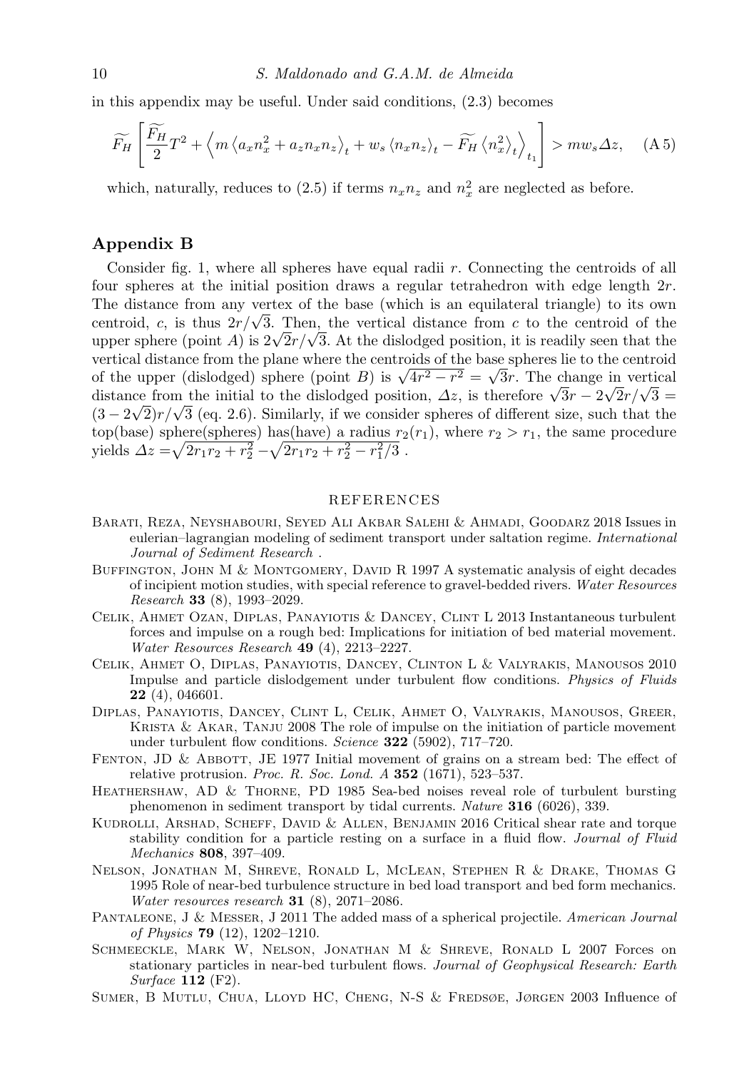in this appendix may be useful. Under said conditions, (2.3) becomes

$$\widetilde{F_H}\left[\frac{\widetilde{F_H}}{2}T^2 + \left\langle m\left\langle a_x n_x^2 + a_z n_x n_z\right\rangle_t + w_s\left\langle n_x n_z\right\rangle_t - \widetilde{F_H}\left\langle n_x^2\right\rangle_t\right\rangle_{t_1}\right] > m w_s \Delta z, \quad \text{(A 5)}$$

which, naturally, reduces to (2.5) if terms $n_x n_z$ and $n_x^2$ are neglected as before.

## Appendix B

Consider fig. 1, where all spheres have equal radii $r$. Connecting the centroids of all four spheres at the initial position draws a regular tetrahedron with edge length $2r$. The distance from any vertex of the base (which is an equilateral triangle) to its own centroid, $c$, is thus $2r/\sqrt{3}$. Then, the vertical distance from $c$ to the centroid of the upper sphere (point $A$) is $2\sqrt{2}r/\sqrt{3}$. At the dislodged position, it is readily seen that the vertical distance from the plane where the centroids of the base spheres lie to the centroid of the upper (dislodged) sphere (point $B$) is $\sqrt{4r^2 - r^2} = \sqrt{3}r$. The change in vertical distance from the initial to the dislodged position, $\Delta z$, is therefore $\sqrt{3}r - 2\sqrt{2}r/\sqrt{3} = (3 - 2\sqrt{2})r/\sqrt{3}$ (eq. 2.6). Similarly, if we consider spheres of different size, such that the top(base) sphere(spheres) has(have) a radius $r_2(r_1)$, where $r_2 > r_1$, the same procedure yields $\Delta z = \sqrt{2r_1r_2 + r_2^2} - \sqrt{2r_1r_2 + r_2^2 - r_1^2/3}$ .

## REFERENCES

Barati, Reza, Neyshabouri, Seyed Ali Akbar Salehi & Ahmadi, Goodarz 2018 Issues in eulerian–lagrangian modeling of sediment transport under saltation regime. *International Journal of Sediment Research* .

Buffington, John M & Montgomery, David R 1997 A systematic analysis of eight decades of incipient motion studies, with special reference to gravel-bedded rivers. *Water Resources Research* **33** (8), 1993–2029.

Celik, Ahmet Ozan, Diplas, Panayiotis & Dancey, Clint L 2013 Instantaneous turbulent forces and impulse on a rough bed: Implications for initiation of bed material movement. *Water Resources Research* **49** (4), 2213–2227.

Celik, Ahmet O, Diplas, Panayiotis, Dancey, Clinton L & Valyrakis, Manousos 2010 Impulse and particle dislodgement under turbulent flow conditions. *Physics of Fluids* **22** (4), 046601.

Diplas, Panayiotis, Dancey, Clint L, Celik, Ahmet O, Valyrakis, Manousos, Greer, Krista & Akar, Tanju 2008 The role of impulse on the initiation of particle movement under turbulent flow conditions. *Science* **322** (5902), 717–720.

Fenton, JD & Abbott, JE 1977 Initial movement of grains on a stream bed: The effect of relative protrusion. *Proc. R. Soc. Lond. A* **352** (1671), 523–537.

Heathershaw, AD & Thorne, PD 1985 Sea-bed noises reveal role of turbulent bursting phenomenon in sediment transport by tidal currents. *Nature* **316** (6026), 339.

Kudrolli, Arshad, Scheff, David & Allen, Benjamin 2016 Critical shear rate and torque stability condition for a particle resting on a surface in a fluid flow. *Journal of Fluid Mechanics* **808**, 397–409.

Nelson, Jonathan M, Shreve, Ronald L, McLean, Stephen R & Drake, Thomas G 1995 Role of near-bed turbulence structure in bed load transport and bed form mechanics. *Water resources research* **31** (8), 2071–2086.

Pantaleone, J & Messer, J 2011 The added mass of a spherical projectile. *American Journal of Physics* **79** (12), 1202–1210.

Schmeeckle, Mark W, Nelson, Jonathan M & Shreve, Ronald L 2007 Forces on stationary particles in near-bed turbulent flows. *Journal of Geophysical Research: Earth Surface* **112** (F2).

Sumer, B Mutlu, Chua, Lloyd HC, Cheng, N-S & Fredsøe, Jørgen 2003 Influence of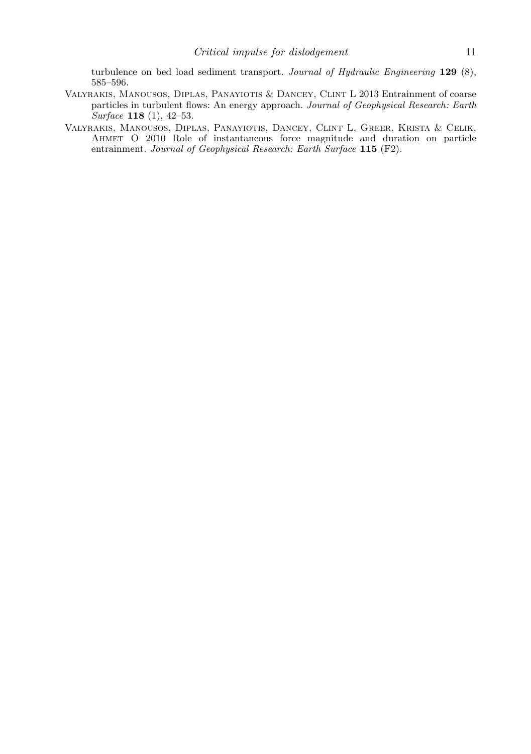turbulence on bed load sediment transport. *Journal of Hydraulic Engineering* **129** (8), 585–596.

Valyrakis, Manousos, Diplas, Panayiotis & Dancey, Clint L 2013 Entrainment of coarse particles in turbulent flows: An energy approach. *Journal of Geophysical Research: Earth Surface* **118** (1), 42–53.

Valyrakis, Manousos, Diplas, Panayiotis, Dancey, Clint L, Greer, Krista & Celik, Ahmet O 2010 Role of instantaneous force magnitude and duration on particle entrainment. *Journal of Geophysical Research: Earth Surface* **115** (F2).